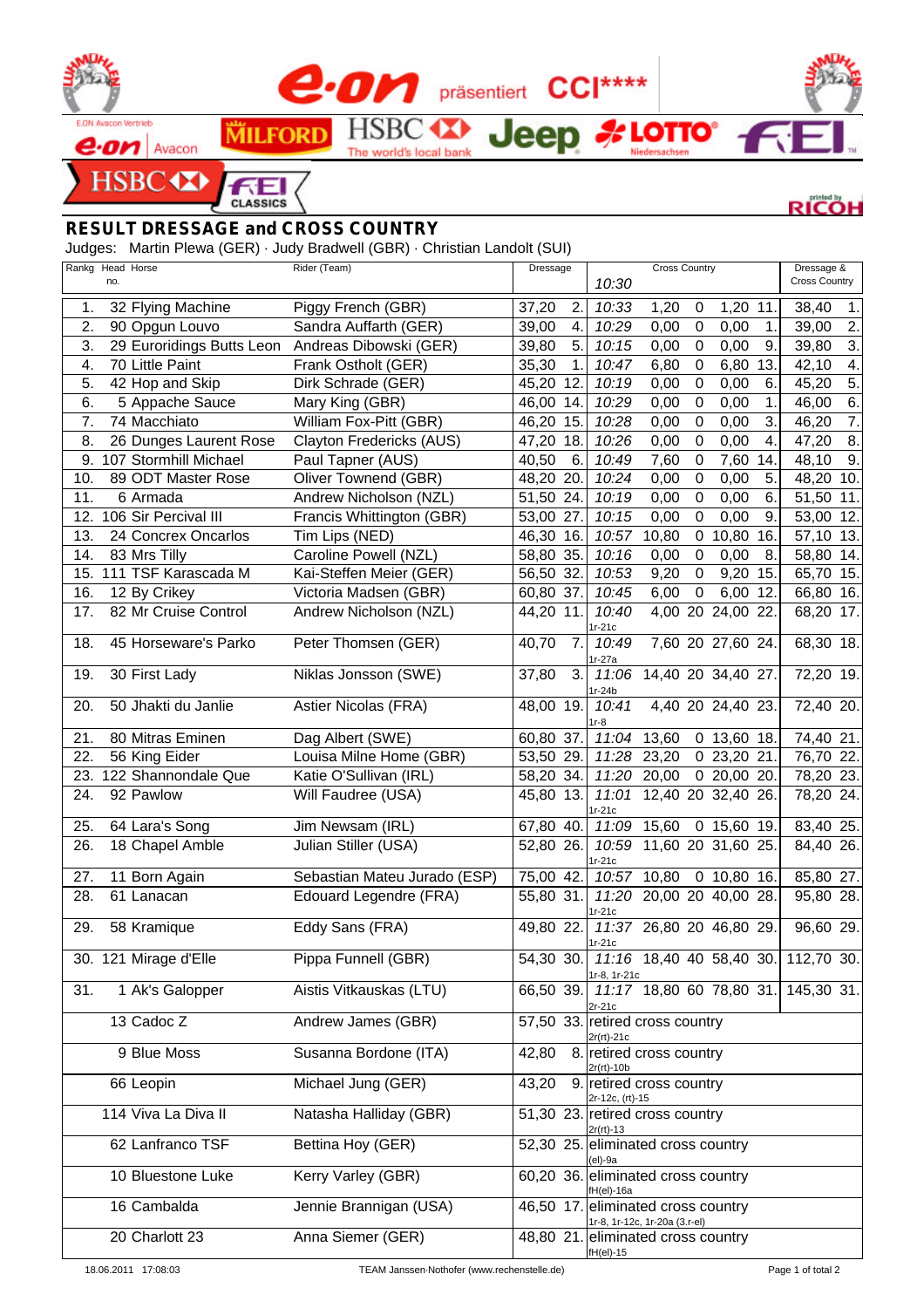e·on präsentiert CCI****

## RESULT DRESSAGE and CROSS COUNTRY

Judges: Martin Plewa (GER) · Judy Bradwell (GBR) · Christian Landolt (SUI)

| Rankg | Head no. | Horse | Rider (Team) | Dressage | | Cross Country 10:30 | | | | | | Dressage & Cross Country | |
|---|---|---|---|---|---|---|---|---|---|---|---|---|---|
| 1. | 32 | Flying Machine | Piggy French (GBR) | 37,20 | 2. | 10:33 | 1,20 | 0 | 1,20 | 11. | | 38,40 | 1. |
| 2. | 90 | Opgun Louvo | Sandra Auffarth (GER) | 39,00 | 4. | 10:29 | 0,00 | 0 | 0,00 | 1. | | 39,00 | 2. |
| 3. | 29 | Euroridings Butts Leon | Andreas Dibowski (GER) | 39,80 | 5. | 10:15 | 0,00 | 0 | 0,00 | 9. | | 39,80 | 3. |
| 4. | 70 | Little Paint | Frank Ostholt (GER) | 35,30 | 1. | 10:47 | 6,80 | 0 | 6,80 | 13. | | 42,10 | 4. |
| 5. | 42 | Hop and Skip | Dirk Schrade (GER) | 45,20 | 12. | 10:19 | 0,00 | 0 | 0,00 | 6. | | 45,20 | 5. |
| 6. | 5 | Appache Sauce | Mary King (GBR) | 46,00 | 14. | 10:29 | 0,00 | 0 | 0,00 | 1. | | 46,00 | 6. |
| 7. | 74 | Macchiato | William Fox-Pitt (GBR) | 46,20 | 15. | 10:28 | 0,00 | 0 | 0,00 | 3. | | 46,20 | 7. |
| 8. | 26 | Dunges Laurent Rose | Clayton Fredericks (AUS) | 47,20 | 18. | 10:26 | 0,00 | 0 | 0,00 | 4. | | 47,20 | 8. |
| 9. | 107 | Stormhill Michael | Paul Tapner (AUS) | 40,50 | 6. | 10:49 | 7,60 | 0 | 7,60 | 14. | | 48,10 | 9. |
| 10. | 89 | ODT Master Rose | Oliver Townend (GBR) | 48,20 | 20. | 10:24 | 0,00 | 0 | 0,00 | 5. | | 48,20 | 10. |
| 11. | 6 | Armada | Andrew Nicholson (NZL) | 51,50 | 24. | 10:19 | 0,00 | 0 | 0,00 | 6. | | 51,50 | 11. |
| 12. | 106 | Sir Percival III | Francis Whittington (GBR) | 53,00 | 27. | 10:15 | 0,00 | 0 | 0,00 | 9. | | 53,00 | 12. |
| 13. | 24 | Concrex Oncarlos | Tim Lips (NED) | 46,30 | 16. | 10:57 | 10,80 | 0 | 10,80 | 16. | | 57,10 | 13. |
| 14. | 83 | Mrs Tilly | Caroline Powell (NZL) | 58,80 | 35. | 10:16 | 0,00 | 0 | 0,00 | 8. | | 58,80 | 14. |
| 15. | 111 | TSF Karascada M | Kai-Steffen Meier (GER) | 56,50 | 32. | 10:53 | 9,20 | 0 | 9,20 | 15. | | 65,70 | 15. |
| 16. | 12 | By Crikey | Victoria Madsen (GBR) | 60,80 | 37. | 10:45 | 6,00 | 0 | 6,00 | 12. | | 66,80 | 16. |
| 17. | 82 | Mr Cruise Control | Andrew Nicholson (NZL) | 44,20 | 11. | 10:40 1r-21c | 4,00 | 20 | 24,00 | 22. | | 68,20 | 17. |
| 18. | 45 | Horseware's Parko | Peter Thomsen (GER) | 40,70 | 7. | 10:49 1r-27a | 7,60 | 20 | 27,60 | 24. | | 68,30 | 18. |
| 19. | 30 | First Lady | Niklas Jonsson (SWE) | 37,80 | 3. | 11:06 1r-24b | 14,40 | 20 | 34,40 | 27. | | 72,20 | 19. |
| 20. | 50 | Jhakti du Janlie | Astier Nicolas (FRA) | 48,00 | 19. | 10:41 1r-8 | 4,40 | 20 | 24,40 | 23. | | 72,40 | 20. |
| 21. | 80 | Mitras Eminen | Dag Albert (SWE) | 60,80 | 37. | 11:04 | 13,60 | 0 | 13,60 | 18. | | 74,40 | 21. |
| 22. | 56 | King Eider | Louisa Milne Home (GBR) | 53,50 | 29. | 11:28 | 23,20 | 0 | 23,20 | 21. | | 76,70 | 22. |
| 23. | 122 | Shannondale Que | Katie O'Sullivan (IRL) | 58,20 | 34. | 11:20 | 20,00 | 0 | 20,00 | 20. | | 78,20 | 23. |
| 24. | 92 | Pawlow | Will Faudree (USA) | 45,80 | 13. | 11:01 1r-21c | 12,40 | 20 | 32,40 | 26. | | 78,20 | 24. |
| 25. | 64 | Lara's Song | Jim Newsam (IRL) | 67,80 | 40. | 11:09 | 15,60 | 0 | 15,60 | 19. | | 83,40 | 25. |
| 26. | 18 | Chapel Amble | Julian Stiller (USA) | 52,80 | 26. | 10:59 1r-21c | 11,60 | 20 | 31,60 | 25. | | 84,40 | 26. |
| 27. | 11 | Born Again | Sebastian Mateu Jurado (ESP) | 75,00 | 42. | 10:57 | 10,80 | 0 | 10,80 | 16. | | 85,80 | 27. |
| 28. | 61 | Lanacan | Edouard Legendre (FRA) | 55,80 | 31. | 11:20 1r-21c | 20,00 | 20 | 40,00 | 28. | | 95,80 | 28. |
| 29. | 58 | Kramique | Eddy Sans (FRA) | 49,80 | 22. | 11:37 1r-21c | 26,80 | 20 | 46,80 | 29. | | 96,60 | 29. |
| 30. | 121 | Mirage d'Elle | Pippa Funnell (GBR) | 54,30 | 30. | 11:16 1r-8, 1r-21c | 18,40 | 40 | 58,40 | 30. | | 112,70 | 30. |
| 31. | 1 | Ak's Galopper | Aistis Vitkauskas (LTU) | 66,50 | 39. | 11:17 2r-21c | 18,80 | 60 | 78,80 | 31. | | 145,30 | 31. |
| | 13 | Cadoc Z | Andrew James (GBR) | 57,50 | 33. | retired cross country 2r(rt)-21c | | | | | | | |
| | 9 | Blue Moss | Susanna Bordone (ITA) | 42,80 | 8. | retired cross country 2r(rt)-10b | | | | | | | |
| | 66 | Leopin | Michael Jung (GER) | 43,20 | 9. | retired cross country 2r-12c, (rt)-15 | | | | | | | |
| | 114 | Viva La Diva II | Natasha Halliday (GBR) | 51,30 | 23. | retired cross country 2r(rt)-13 | | | | | | | |
| | 62 | Lanfranco TSF | Bettina Hoy (GER) | 52,30 | 25. | eliminated cross country (el)-9a | | | | | | | |
| | 10 | Bluestone Luke | Kerry Varley (GBR) | 60,20 | 36. | eliminated cross country fH(el)-16a | | | | | | | |
| | 16 | Cambalda | Jennie Brannigan (USA) | 46,50 | 17. | eliminated cross country 1r-8, 1r-12c, 1r-20a (3.r-el) | | | | | | | |
| | 20 | Charlott 23 | Anna Siemer (GER) | 48,80 | 21. | eliminated cross country fH(el)-15 | | | | | | | |

18.06.2011 17:08:03 TEAM Janssen-Nothofer (www.rechenstelle.de)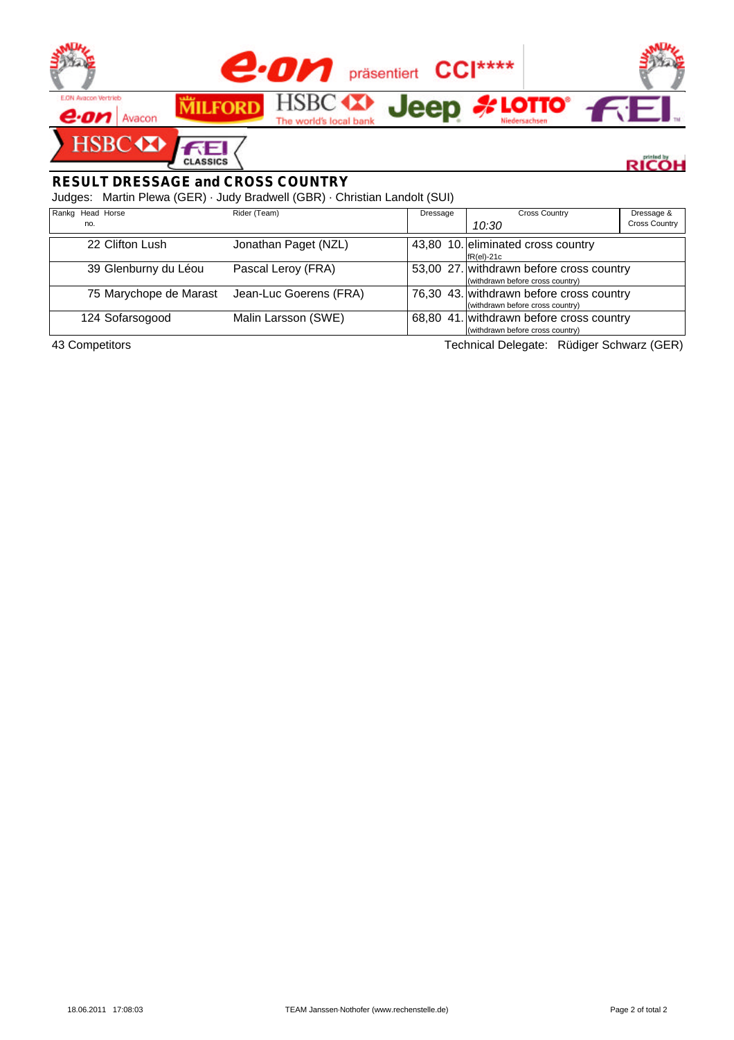## RESULT DRESSAGE and CROSS COUNTRY

Judges: Martin Plewa (GER) · Judy Bradwell (GBR) · Christian Landolt (SUI)

| Rankg | Head no. | Horse | Rider (Team) | Dressage | | Cross Country 10:30 | Dressage & Cross Country |
|---|---|---|---|---|---|---|---|
| | 22 | Clifton Lush | Jonathan Paget (NZL) | 43,80 | 10. | eliminated cross country fR(el)-21c | |
| | 39 | Glenburny du Léou | Pascal Leroy (FRA) | 53,00 | 27. | withdrawn before cross country (withdrawn before cross country) | |
| | 75 | Marychope de Marast | Jean-Luc Goerens (FRA) | 76,30 | 43. | withdrawn before cross country (withdrawn before cross country) | |
| | 124 | Sofarsogood | Malin Larsson (SWE) | 68,80 | 41. | withdrawn before cross country (withdrawn before cross country) | |

43 Competitors

Technical Delegate: Rüdiger Schwarz (GER)

18.06.2011 17:08:03 TEAM Janssen-Nothofer (www.rechenstelle.de)